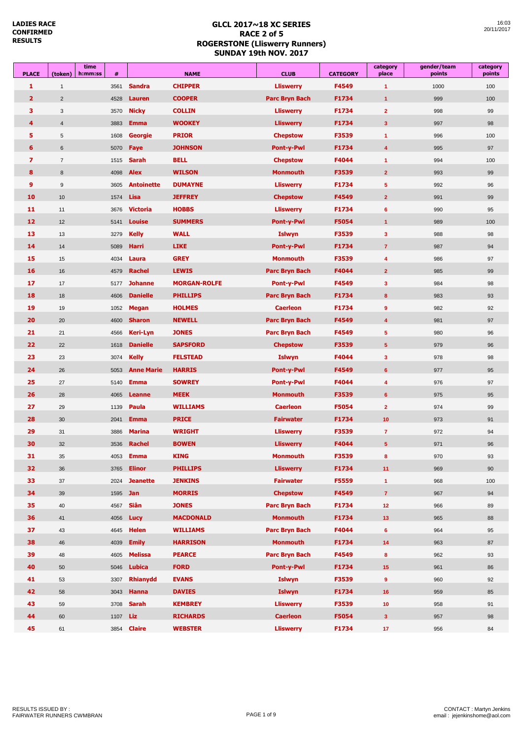LADIES RACE
CONFIRMED
RESULTS

# GLCL 2017~18 XC SERIES
## RACE 2 of 5
## ROGERSTONE (Lliswerry Runners)
## SUNDAY 19th NOV. 2017

16:03
20/11/2017

| PLACE | (token) | time h:mm:ss | # | NAME | | CLUB | CATEGORY | category place | gender/team points | category points |
|---|---|---|---|---|---|---|---|---|---|---|
| 1 | 1 | | 3561 | Sandra | CHIPPER | Lliswerry | F4549 | 1 | 1000 | 100 |
| 2 | 2 | | 4528 | Lauren | COOPER | Parc Bryn Bach | F1734 | 1 | 999 | 100 |
| 3 | 3 | | 3570 | Nicky | COLLIN | Lliswerry | F1734 | 2 | 998 | 99 |
| 4 | 4 | | 3883 | Emma | WOOKEY | Lliswerry | F1734 | 3 | 997 | 98 |
| 5 | 5 | | 1608 | Georgie | PRIOR | Chepstow | F3539 | 1 | 996 | 100 |
| 6 | 6 | | 5070 | Faye | JOHNSON | Pont-y-Pwl | F1734 | 4 | 995 | 97 |
| 7 | 7 | | 1515 | Sarah | BELL | Chepstow | F4044 | 1 | 994 | 100 |
| 8 | 8 | | 4098 | Alex | WILSON | Monmouth | F3539 | 2 | 993 | 99 |
| 9 | 9 | | 3605 | Antoinette | DUMAYNE | Lliswerry | F1734 | 5 | 992 | 96 |
| 10 | 10 | | 1574 | Lisa | JEFFREY | Chepstow | F4549 | 2 | 991 | 99 |
| 11 | 11 | | 3676 | Victoria | HOBBS | Lliswerry | F1734 | 6 | 990 | 95 |
| 12 | 12 | | 5141 | Louise | SUMMERS | Pont-y-Pwl | F5054 | 1 | 989 | 100 |
| 13 | 13 | | 3279 | Kelly | WALL | Islwyn | F3539 | 3 | 988 | 98 |
| 14 | 14 | | 5089 | Harri | LIKE | Pont-y-Pwl | F1734 | 7 | 987 | 94 |
| 15 | 15 | | 4034 | Laura | GREY | Monmouth | F3539 | 4 | 986 | 97 |
| 16 | 16 | | 4579 | Rachel | LEWIS | Parc Bryn Bach | F4044 | 2 | 985 | 99 |
| 17 | 17 | | 5177 | Johanne | MORGAN-ROLFE | Pont-y-Pwl | F4549 | 3 | 984 | 98 |
| 18 | 18 | | 4606 | Danielle | PHILLIPS | Parc Bryn Bach | F1734 | 8 | 983 | 93 |
| 19 | 19 | | 1052 | Megan | HOLMES | Caerleon | F1734 | 9 | 982 | 92 |
| 20 | 20 | | 4600 | Sharon | NEWELL | Parc Bryn Bach | F4549 | 4 | 981 | 97 |
| 21 | 21 | | 4566 | Keri-Lyn | JONES | Parc Bryn Bach | F4549 | 5 | 980 | 96 |
| 22 | 22 | | 1618 | Danielle | SAPSFORD | Chepstow | F3539 | 5 | 979 | 96 |
| 23 | 23 | | 3074 | Kelly | FELSTEAD | Islwyn | F4044 | 3 | 978 | 98 |
| 24 | 26 | | 5053 | Anne Marie | HARRIS | Pont-y-Pwl | F4549 | 6 | 977 | 95 |
| 25 | 27 | | 5140 | Emma | SOWREY | Pont-y-Pwl | F4044 | 4 | 976 | 97 |
| 26 | 28 | | 4065 | Leanne | MEEK | Monmouth | F3539 | 6 | 975 | 95 |
| 27 | 29 | | 1139 | Paula | WILLIAMS | Caerleon | F5054 | 2 | 974 | 99 |
| 28 | 30 | | 2041 | Emma | PRICE | Fairwater | F1734 | 10 | 973 | 91 |
| 29 | 31 | | 3886 | Marina | WRIGHT | Lliswerry | F3539 | 7 | 972 | 94 |
| 30 | 32 | | 3536 | Rachel | BOWEN | Lliswerry | F4044 | 5 | 971 | 96 |
| 31 | 35 | | 4053 | Emma | KING | Monmouth | F3539 | 8 | 970 | 93 |
| 32 | 36 | | 3765 | Elinor | PHILLIPS | Lliswerry | F1734 | 11 | 969 | 90 |
| 33 | 37 | | 2024 | Jeanette | JENKINS | Fairwater | F5559 | 1 | 968 | 100 |
| 34 | 39 | | 1595 | Jan | MORRIS | Chepstow | F4549 | 7 | 967 | 94 |
| 35 | 40 | | 4567 | Siân | JONES | Parc Bryn Bach | F1734 | 12 | 966 | 89 |
| 36 | 41 | | 4056 | Lucy | MACDONALD | Monmouth | F1734 | 13 | 965 | 88 |
| 37 | 43 | | 4645 | Helen | WILLIAMS | Parc Bryn Bach | F4044 | 6 | 964 | 95 |
| 38 | 46 | | 4039 | Emily | HARRISON | Monmouth | F1734 | 14 | 963 | 87 |
| 39 | 48 | | 4605 | Melissa | PEARCE | Parc Bryn Bach | F4549 | 8 | 962 | 93 |
| 40 | 50 | | 5046 | Lubica | FORD | Pont-y-Pwl | F1734 | 15 | 961 | 86 |
| 41 | 53 | | 3307 | Rhianydd | EVANS | Islwyn | F3539 | 9 | 960 | 92 |
| 42 | 58 | | 3043 | Hanna | DAVIES | Islwyn | F1734 | 16 | 959 | 85 |
| 43 | 59 | | 3708 | Sarah | KEMBREY | Lliswerry | F3539 | 10 | 958 | 91 |
| 44 | 60 | | 1107 | Liz | RICHARDS | Caerleon | F5054 | 3 | 957 | 98 |
| 45 | 61 | | 3854 | Claire | WEBSTER | Lliswerry | F1734 | 17 | 956 | 84 |

RESULTS ISSUED BY :
FAIRWATER RUNNERS CWMBRAN

CONTACT : Martyn Jenkins
email : jejenkinshome@aol.com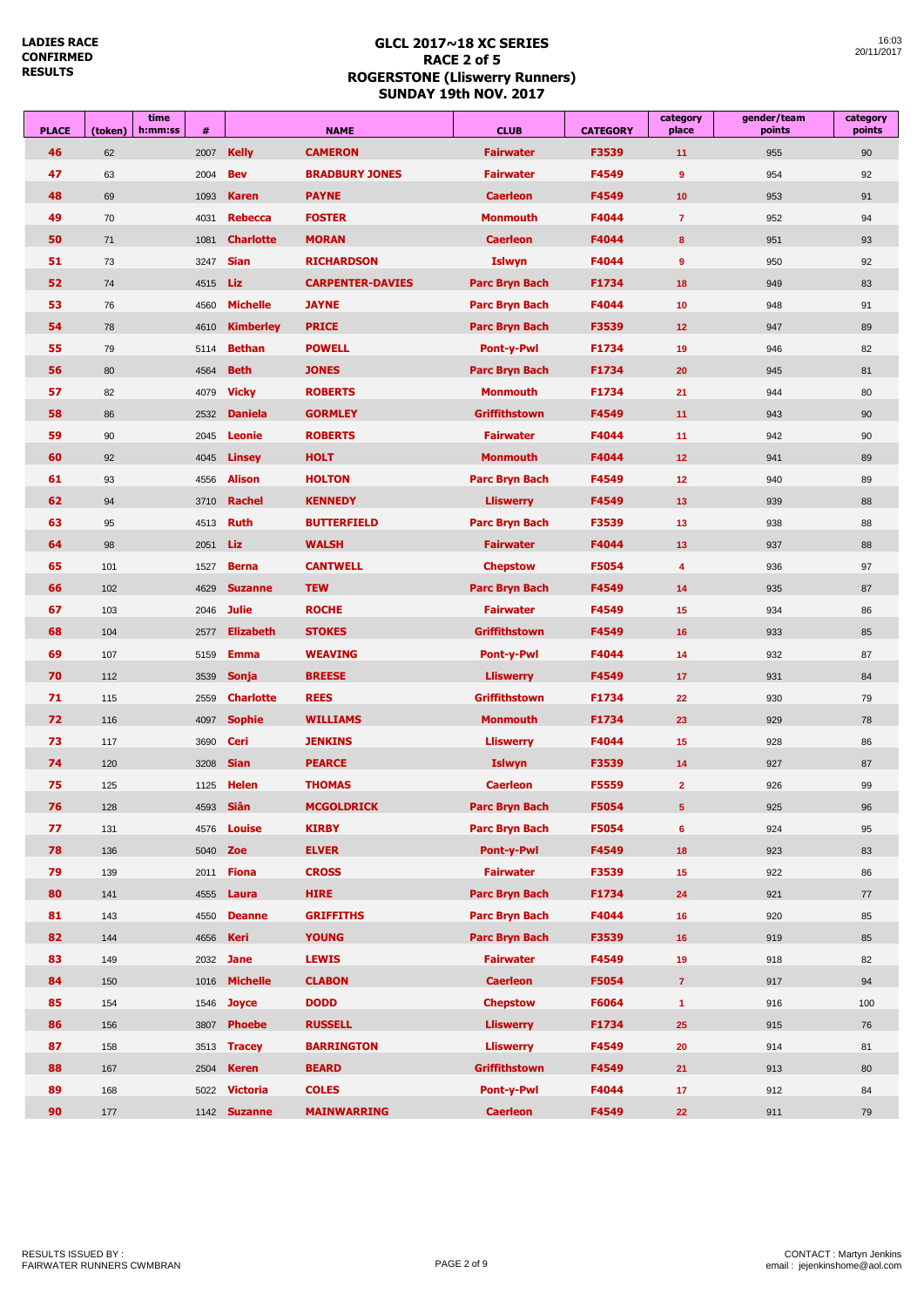**LADIES RACE CONFIRMED RESULTS**

## GLCL 2017~18 XC SERIES
## RACE 2 of 5
## ROGERSTONE (Lliswerry Runners)
## SUNDAY 19th NOV. 2017

16:03
20/11/2017

| PLACE | (token) | time h:mm:ss | # | | NAME | CLUB | CATEGORY | category place | gender/team points | category points |
|---|---|---|---|---|---|---|---|---|---|---|
| 46 | 62 | | 2007 | Kelly | CAMERON | Fairwater | F3539 | 11 | 955 | 90 |
| 47 | 63 | | 2004 | Bev | BRADBURY JONES | Fairwater | F4549 | 9 | 954 | 92 |
| 48 | 69 | | 1093 | Karen | PAYNE | Caerleon | F4549 | 10 | 953 | 91 |
| 49 | 70 | | 4031 | Rebecca | FOSTER | Monmouth | F4044 | 7 | 952 | 94 |
| 50 | 71 | | 1081 | Charlotte | MORAN | Caerleon | F4044 | 8 | 951 | 93 |
| 51 | 73 | | 3247 | Sian | RICHARDSON | Islwyn | F4044 | 9 | 950 | 92 |
| 52 | 74 | | 4515 | Liz | CARPENTER-DAVIES | Parc Bryn Bach | F1734 | 18 | 949 | 83 |
| 53 | 76 | | 4560 | Michelle | JAYNE | Parc Bryn Bach | F4044 | 10 | 948 | 91 |
| 54 | 78 | | 4610 | Kimberley | PRICE | Parc Bryn Bach | F3539 | 12 | 947 | 89 |
| 55 | 79 | | 5114 | Bethan | POWELL | Pont-y-Pwl | F1734 | 19 | 946 | 82 |
| 56 | 80 | | 4564 | Beth | JONES | Parc Bryn Bach | F1734 | 20 | 945 | 81 |
| 57 | 82 | | 4079 | Vicky | ROBERTS | Monmouth | F1734 | 21 | 944 | 80 |
| 58 | 86 | | 2532 | Daniela | GORMLEY | Griffithstown | F4549 | 11 | 943 | 90 |
| 59 | 90 | | 2045 | Leonie | ROBERTS | Fairwater | F4044 | 11 | 942 | 90 |
| 60 | 92 | | 4045 | Linsey | HOLT | Monmouth | F4044 | 12 | 941 | 89 |
| 61 | 93 | | 4556 | Alison | HOLTON | Parc Bryn Bach | F4549 | 12 | 940 | 89 |
| 62 | 94 | | 3710 | Rachel | KENNEDY | Lliswerry | F4549 | 13 | 939 | 88 |
| 63 | 95 | | 4513 | Ruth | BUTTERFIELD | Parc Bryn Bach | F3539 | 13 | 938 | 88 |
| 64 | 98 | | 2051 | Liz | WALSH | Fairwater | F4044 | 13 | 937 | 88 |
| 65 | 101 | | 1527 | Berna | CANTWELL | Chepstow | F5054 | 4 | 936 | 97 |
| 66 | 102 | | 4629 | Suzanne | TEW | Parc Bryn Bach | F4549 | 14 | 935 | 87 |
| 67 | 103 | | 2046 | Julie | ROCHE | Fairwater | F4549 | 15 | 934 | 86 |
| 68 | 104 | | 2577 | Elizabeth | STOKES | Griffithstown | F4549 | 16 | 933 | 85 |
| 69 | 107 | | 5159 | Emma | WEAVING | Pont-y-Pwl | F4044 | 14 | 932 | 87 |
| 70 | 112 | | 3539 | Sonja | BREESE | Lliswerry | F4549 | 17 | 931 | 84 |
| 71 | 115 | | 2559 | Charlotte | REES | Griffithstown | F1734 | 22 | 930 | 79 |
| 72 | 116 | | 4097 | Sophie | WILLIAMS | Monmouth | F1734 | 23 | 929 | 78 |
| 73 | 117 | | 3690 | Ceri | JENKINS | Lliswerry | F4044 | 15 | 928 | 86 |
| 74 | 120 | | 3208 | Sian | PEARCE | Islwyn | F3539 | 14 | 927 | 87 |
| 75 | 125 | | 1125 | Helen | THOMAS | Caerleon | F5559 | 2 | 926 | 99 |
| 76 | 128 | | 4593 | Siân | MCGOLDRICK | Parc Bryn Bach | F5054 | 5 | 925 | 96 |
| 77 | 131 | | 4576 | Louise | KIRBY | Parc Bryn Bach | F5054 | 6 | 924 | 95 |
| 78 | 136 | | 5040 | Zoe | ELVER | Pont-y-Pwl | F4549 | 18 | 923 | 83 |
| 79 | 139 | | 2011 | Fiona | CROSS | Fairwater | F3539 | 15 | 922 | 86 |
| 80 | 141 | | 4555 | Laura | HIRE | Parc Bryn Bach | F1734 | 24 | 921 | 77 |
| 81 | 143 | | 4550 | Deanne | GRIFFITHS | Parc Bryn Bach | F4044 | 16 | 920 | 85 |
| 82 | 144 | | 4656 | Keri | YOUNG | Parc Bryn Bach | F3539 | 16 | 919 | 85 |
| 83 | 149 | | 2032 | Jane | LEWIS | Fairwater | F4549 | 19 | 918 | 82 |
| 84 | 150 | | 1016 | Michelle | CLABON | Caerleon | F5054 | 7 | 917 | 94 |
| 85 | 154 | | 1546 | Joyce | DODD | Chepstow | F6064 | 1 | 916 | 100 |
| 86 | 156 | | 3807 | Phoebe | RUSSELL | Lliswerry | F1734 | 25 | 915 | 76 |
| 87 | 158 | | 3513 | Tracey | BARRINGTON | Lliswerry | F4549 | 20 | 914 | 81 |
| 88 | 167 | | 2504 | Keren | BEARD | Griffithstown | F4549 | 21 | 913 | 80 |
| 89 | 168 | | 5022 | Victoria | COLES | Pont-y-Pwl | F4044 | 17 | 912 | 84 |
| 90 | 177 | | 1142 | Suzanne | MAINWARRING | Caerleon | F4549 | 22 | 911 | 79 |

RESULTS ISSUED BY :
FAIRWATER RUNNERS CWMBRAN

CONTACT : Martyn Jenkins
email : jejenkinshome@aol.com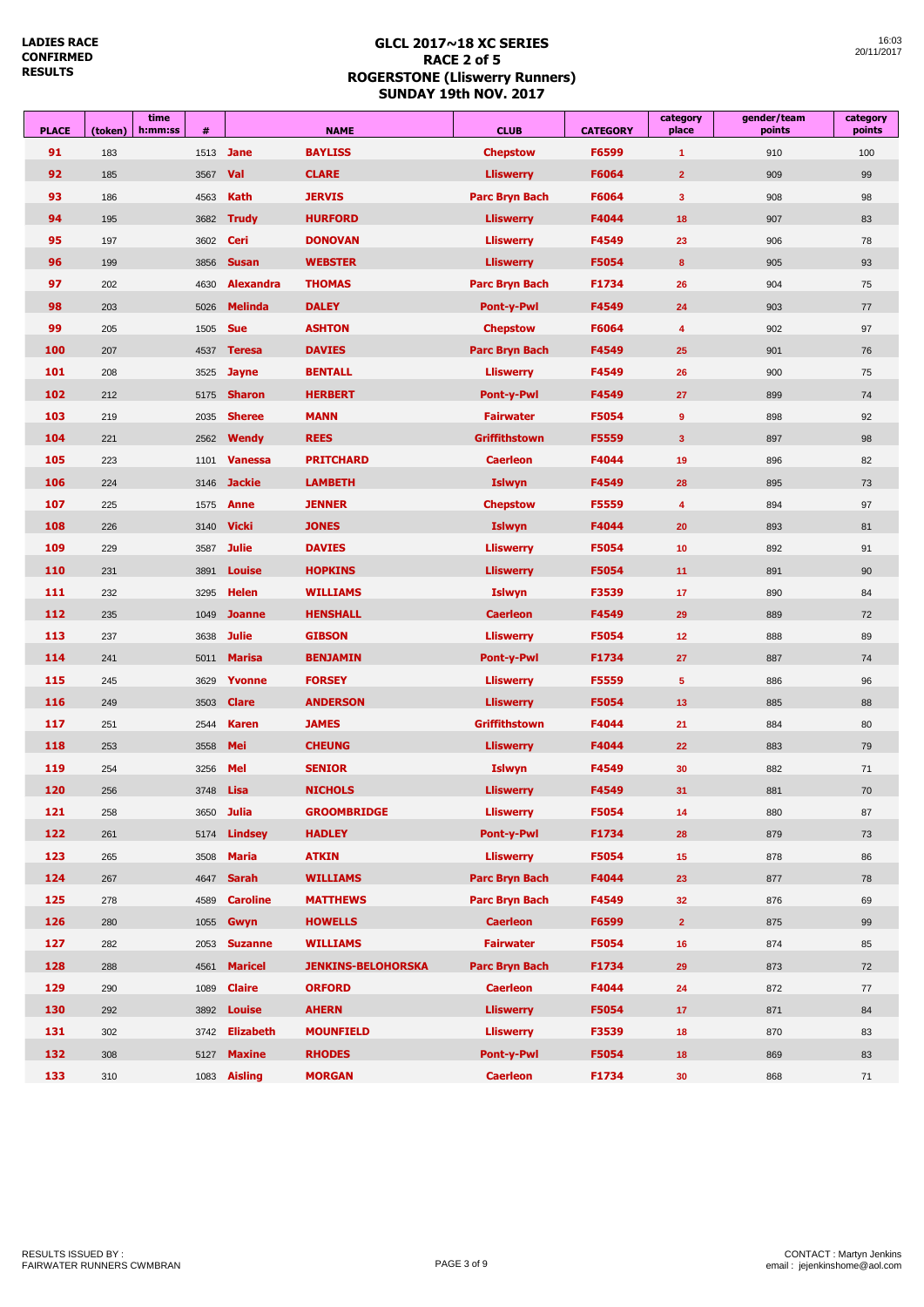LADIES RACE CONFIRMED RESULTS

# GLCL 2017~18 XC SERIES
## RACE 2 of 5
## ROGERSTONE (Lliswerry Runners)
## SUNDAY 19th NOV. 2017

16:03 20/11/2017

| PLACE | (token) | time h:mm:ss | # | | NAME | CLUB | CATEGORY | category place | gender/team points | category points |
|---|---|---|---|---|---|---|---|---|---|---|
| 91 | 183 | | 1513 | Jane | BAYLISS | Chepstow | F6599 | 1 | 910 | 100 |
| 92 | 185 | | 3567 | Val | CLARE | Lliswerry | F6064 | 2 | 909 | 99 |
| 93 | 186 | | 4563 | Kath | JERVIS | Parc Bryn Bach | F6064 | 3 | 908 | 98 |
| 94 | 195 | | 3682 | Trudy | HURFORD | Lliswerry | F4044 | 18 | 907 | 83 |
| 95 | 197 | | 3602 | Ceri | DONOVAN | Lliswerry | F4549 | 23 | 906 | 78 |
| 96 | 199 | | 3856 | Susan | WEBSTER | Lliswerry | F5054 | 8 | 905 | 93 |
| 97 | 202 | | 4630 | Alexandra | THOMAS | Parc Bryn Bach | F1734 | 26 | 904 | 75 |
| 98 | 203 | | 5026 | Melinda | DALEY | Pont-y-Pwl | F4549 | 24 | 903 | 77 |
| 99 | 205 | | 1505 | Sue | ASHTON | Chepstow | F6064 | 4 | 902 | 97 |
| 100 | 207 | | 4537 | Teresa | DAVIES | Parc Bryn Bach | F4549 | 25 | 901 | 76 |
| 101 | 208 | | 3525 | Jayne | BENTALL | Lliswerry | F4549 | 26 | 900 | 75 |
| 102 | 212 | | 5175 | Sharon | HERBERT | Pont-y-Pwl | F4549 | 27 | 899 | 74 |
| 103 | 219 | | 2035 | Sheree | MANN | Fairwater | F5054 | 9 | 898 | 92 |
| 104 | 221 | | 2562 | Wendy | REES | Griffithstown | F5559 | 3 | 897 | 98 |
| 105 | 223 | | 1101 | Vanessa | PRITCHARD | Caerleon | F4044 | 19 | 896 | 82 |
| 106 | 224 | | 3146 | Jackie | LAMBETH | Islwyn | F4549 | 28 | 895 | 73 |
| 107 | 225 | | 1575 | Anne | JENNER | Chepstow | F5559 | 4 | 894 | 97 |
| 108 | 226 | | 3140 | Vicki | JONES | Islwyn | F4044 | 20 | 893 | 81 |
| 109 | 229 | | 3587 | Julie | DAVIES | Lliswerry | F5054 | 10 | 892 | 91 |
| 110 | 231 | | 3891 | Louise | HOPKINS | Lliswerry | F5054 | 11 | 891 | 90 |
| 111 | 232 | | 3295 | Helen | WILLIAMS | Islwyn | F3539 | 17 | 890 | 84 |
| 112 | 235 | | 1049 | Joanne | HENSHALL | Caerleon | F4549 | 29 | 889 | 72 |
| 113 | 237 | | 3638 | Julie | GIBSON | Lliswerry | F5054 | 12 | 888 | 89 |
| 114 | 241 | | 5011 | Marisa | BENJAMIN | Pont-y-Pwl | F1734 | 27 | 887 | 74 |
| 115 | 245 | | 3629 | Yvonne | FORSEY | Lliswerry | F5559 | 5 | 886 | 96 |
| 116 | 249 | | 3503 | Clare | ANDERSON | Lliswerry | F5054 | 13 | 885 | 88 |
| 117 | 251 | | 2544 | Karen | JAMES | Griffithstown | F4044 | 21 | 884 | 80 |
| 118 | 253 | | 3558 | Mei | CHEUNG | Lliswerry | F4044 | 22 | 883 | 79 |
| 119 | 254 | | 3256 | Mel | SENIOR | Islwyn | F4549 | 30 | 882 | 71 |
| 120 | 256 | | 3748 | Lisa | NICHOLS | Lliswerry | F4549 | 31 | 881 | 70 |
| 121 | 258 | | 3650 | Julia | GROOMBRIDGE | Lliswerry | F5054 | 14 | 880 | 87 |
| 122 | 261 | | 5174 | Lindsey | HADLEY | Pont-y-Pwl | F1734 | 28 | 879 | 73 |
| 123 | 265 | | 3508 | Maria | ATKIN | Lliswerry | F5054 | 15 | 878 | 86 |
| 124 | 267 | | 4647 | Sarah | WILLIAMS | Parc Bryn Bach | F4044 | 23 | 877 | 78 |
| 125 | 278 | | 4589 | Caroline | MATTHEWS | Parc Bryn Bach | F4549 | 32 | 876 | 69 |
| 126 | 280 | | 1055 | Gwyn | HOWELLS | Caerleon | F6599 | 2 | 875 | 99 |
| 127 | 282 | | 2053 | Suzanne | WILLIAMS | Fairwater | F5054 | 16 | 874 | 85 |
| 128 | 288 | | 4561 | Maricel | JENKINS-BELOHORSKA | Parc Bryn Bach | F1734 | 29 | 873 | 72 |
| 129 | 290 | | 1089 | Claire | ORFORD | Caerleon | F4044 | 24 | 872 | 77 |
| 130 | 292 | | 3892 | Louise | AHERN | Lliswerry | F5054 | 17 | 871 | 84 |
| 131 | 302 | | 3742 | Elizabeth | MOUNFIELD | Lliswerry | F3539 | 18 | 870 | 83 |
| 132 | 308 | | 5127 | Maxine | RHODES | Pont-y-Pwl | F5054 | 18 | 869 | 83 |
| 133 | 310 | | 1083 | Aisling | MORGAN | Caerleon | F1734 | 30 | 868 | 71 |

RESULTS ISSUED BY : FAIRWATER RUNNERS CWMBRAN

CONTACT : Martyn Jenkins email : jejenkinshome@aol.com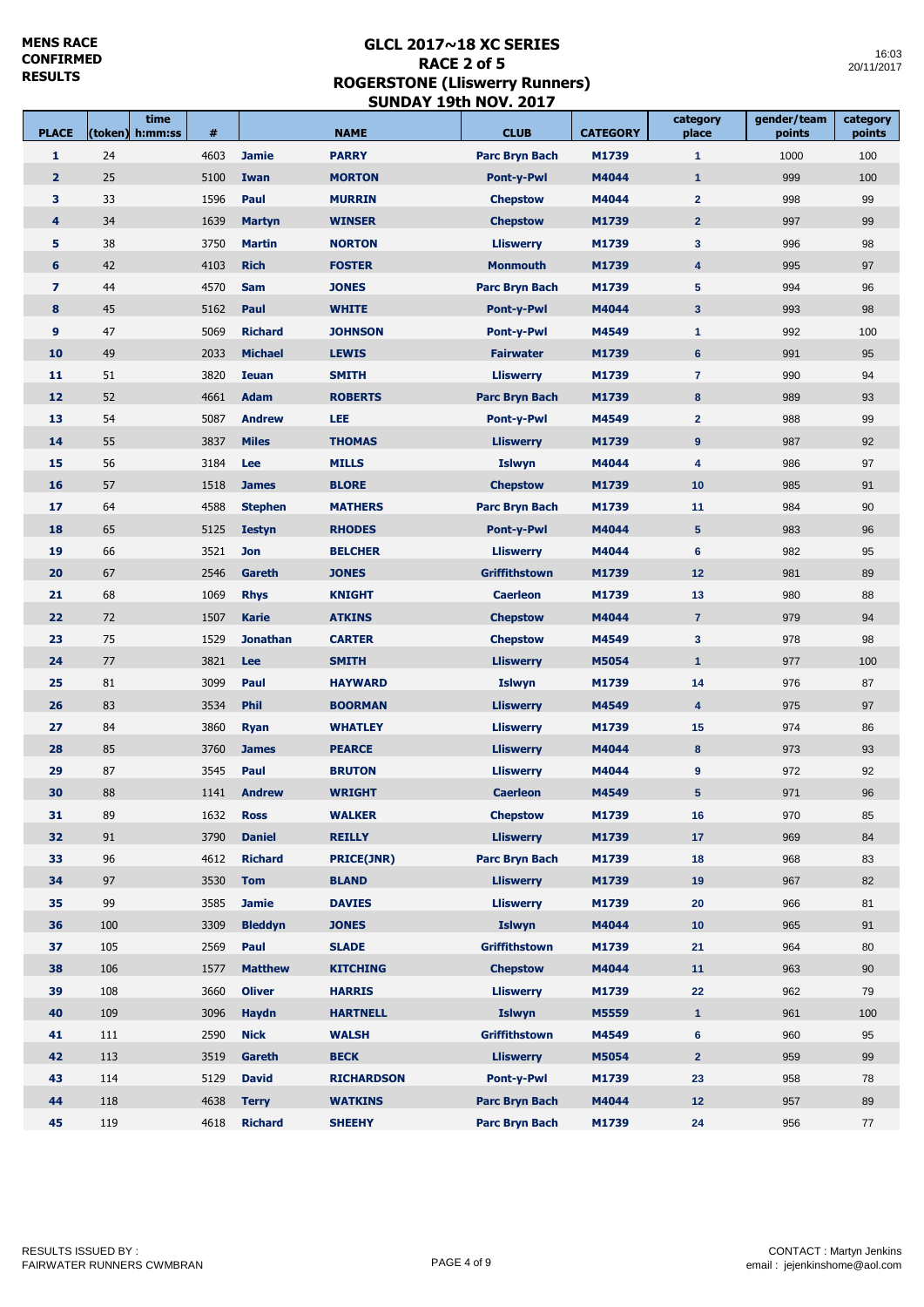**MENS RACE CONFIRMED RESULTS**

# GLCL 2017~18 XC SERIES
## RACE 2 of 5
## ROGERSTONE (Lliswerry Runners)
## SUNDAY 19th NOV. 2017

16:03
20/11/2017

| PLACE | (token) | time h:mm:ss | # | | NAME | CLUB | CATEGORY | category place | gender/team points | category points |
|---|---|---|---|---|---|---|---|---|---|---|
| 1 | 24 | | 4603 | Jamie | PARRY | Parc Bryn Bach | M1739 | 1 | 1000 | 100 |
| 2 | 25 | | 5100 | Iwan | MORTON | Pont-y-Pwl | M4044 | 1 | 999 | 100 |
| 3 | 33 | | 1596 | Paul | MURRIN | Chepstow | M4044 | 2 | 998 | 99 |
| 4 | 34 | | 1639 | Martyn | WINSER | Chepstow | M1739 | 2 | 997 | 99 |
| 5 | 38 | | 3750 | Martin | NORTON | Lliswerry | M1739 | 3 | 996 | 98 |
| 6 | 42 | | 4103 | Rich | FOSTER | Monmouth | M1739 | 4 | 995 | 97 |
| 7 | 44 | | 4570 | Sam | JONES | Parc Bryn Bach | M1739 | 5 | 994 | 96 |
| 8 | 45 | | 5162 | Paul | WHITE | Pont-y-Pwl | M4044 | 3 | 993 | 98 |
| 9 | 47 | | 5069 | Richard | JOHNSON | Pont-y-Pwl | M4549 | 1 | 992 | 100 |
| 10 | 49 | | 2033 | Michael | LEWIS | Fairwater | M1739 | 6 | 991 | 95 |
| 11 | 51 | | 3820 | Ieuan | SMITH | Lliswerry | M1739 | 7 | 990 | 94 |
| 12 | 52 | | 4661 | Adam | ROBERTS | Parc Bryn Bach | M1739 | 8 | 989 | 93 |
| 13 | 54 | | 5087 | Andrew | LEE | Pont-y-Pwl | M4549 | 2 | 988 | 99 |
| 14 | 55 | | 3837 | Miles | THOMAS | Lliswerry | M1739 | 9 | 987 | 92 |
| 15 | 56 | | 3184 | Lee | MILLS | Islwyn | M4044 | 4 | 986 | 97 |
| 16 | 57 | | 1518 | James | BLORE | Chepstow | M1739 | 10 | 985 | 91 |
| 17 | 64 | | 4588 | Stephen | MATHERS | Parc Bryn Bach | M1739 | 11 | 984 | 90 |
| 18 | 65 | | 5125 | Iestyn | RHODES | Pont-y-Pwl | M4044 | 5 | 983 | 96 |
| 19 | 66 | | 3521 | Jon | BELCHER | Lliswerry | M4044 | 6 | 982 | 95 |
| 20 | 67 | | 2546 | Gareth | JONES | Griffithstown | M1739 | 12 | 981 | 89 |
| 21 | 68 | | 1069 | Rhys | KNIGHT | Caerleon | M1739 | 13 | 980 | 88 |
| 22 | 72 | | 1507 | Karie | ATKINS | Chepstow | M4044 | 7 | 979 | 94 |
| 23 | 75 | | 1529 | Jonathan | CARTER | Chepstow | M4549 | 3 | 978 | 98 |
| 24 | 77 | | 3821 | Lee | SMITH | Lliswerry | M5054 | 1 | 977 | 100 |
| 25 | 81 | | 3099 | Paul | HAYWARD | Islwyn | M1739 | 14 | 976 | 87 |
| 26 | 83 | | 3534 | Phil | BOORMAN | Lliswerry | M4549 | 4 | 975 | 97 |
| 27 | 84 | | 3860 | Ryan | WHATLEY | Lliswerry | M1739 | 15 | 974 | 86 |
| 28 | 85 | | 3760 | James | PEARCE | Lliswerry | M4044 | 8 | 973 | 93 |
| 29 | 87 | | 3545 | Paul | BRUTON | Lliswerry | M4044 | 9 | 972 | 92 |
| 30 | 88 | | 1141 | Andrew | WRIGHT | Caerleon | M4549 | 5 | 971 | 96 |
| 31 | 89 | | 1632 | Ross | WALKER | Chepstow | M1739 | 16 | 970 | 85 |
| 32 | 91 | | 3790 | Daniel | REILLY | Lliswerry | M1739 | 17 | 969 | 84 |
| 33 | 96 | | 4612 | Richard | PRICE(JNR) | Parc Bryn Bach | M1739 | 18 | 968 | 83 |
| 34 | 97 | | 3530 | Tom | BLAND | Lliswerry | M1739 | 19 | 967 | 82 |
| 35 | 99 | | 3585 | Jamie | DAVIES | Lliswerry | M1739 | 20 | 966 | 81 |
| 36 | 100 | | 3309 | Bleddyn | JONES | Islwyn | M4044 | 10 | 965 | 91 |
| 37 | 105 | | 2569 | Paul | SLADE | Griffithstown | M1739 | 21 | 964 | 80 |
| 38 | 106 | | 1577 | Matthew | KITCHING | Chepstow | M4044 | 11 | 963 | 90 |
| 39 | 108 | | 3660 | Oliver | HARRIS | Lliswerry | M1739 | 22 | 962 | 79 |
| 40 | 109 | | 3096 | Haydn | HARTNELL | Islwyn | M5559 | 1 | 961 | 100 |
| 41 | 111 | | 2590 | Nick | WALSH | Griffithstown | M4549 | 6 | 960 | 95 |
| 42 | 113 | | 3519 | Gareth | BECK | Lliswerry | M5054 | 2 | 959 | 99 |
| 43 | 114 | | 5129 | David | RICHARDSON | Pont-y-Pwl | M1739 | 23 | 958 | 78 |
| 44 | 118 | | 4638 | Terry | WATKINS | Parc Bryn Bach | M4044 | 12 | 957 | 89 |
| 45 | 119 | | 4618 | Richard | SHEEHY | Parc Bryn Bach | M1739 | 24 | 956 | 77 |

RESULTS ISSUED BY :
FAIRWATER RUNNERS CWMBRAN

CONTACT : Martyn Jenkins
email : jejenkinshome@aol.com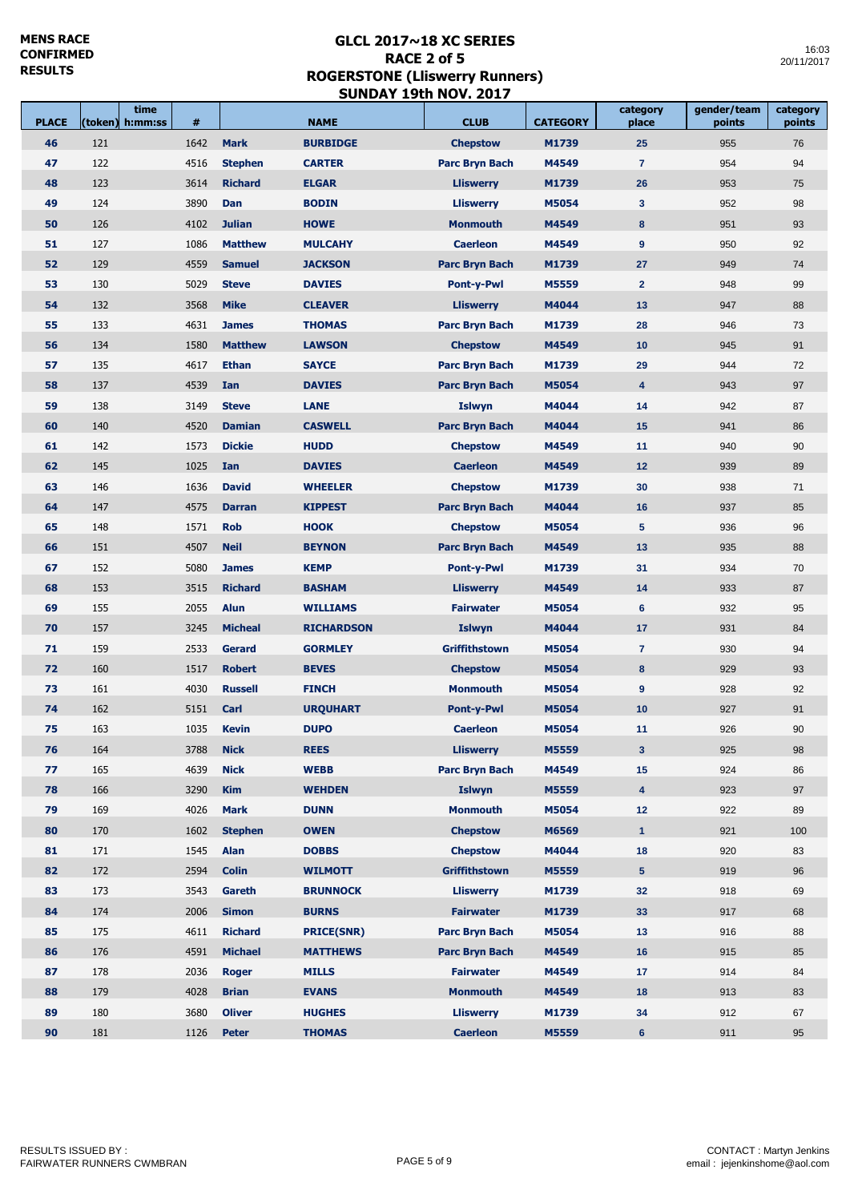**MENS RACE CONFIRMED RESULTS**

# GLCL 2017~18 XC SERIES
## RACE 2 of 5
## ROGERSTONE (Lliswerry Runners)
## SUNDAY 19th NOV. 2017

16:03
20/11/2017

| PLACE | (token) | time h:mm:ss | # | | NAME | CLUB | CATEGORY | category place | gender/team points | category points |
|---|---|---|---|---|---|---|---|---|---|---|
| 46 | 121 | | 1642 | Mark | BURBIDGE | Chepstow | M1739 | 25 | 955 | 76 |
| 47 | 122 | | 4516 | Stephen | CARTER | Parc Bryn Bach | M4549 | 7 | 954 | 94 |
| 48 | 123 | | 3614 | Richard | ELGAR | Lliswerry | M1739 | 26 | 953 | 75 |
| 49 | 124 | | 3890 | Dan | BODIN | Lliswerry | M5054 | 3 | 952 | 98 |
| 50 | 126 | | 4102 | Julian | HOWE | Monmouth | M4549 | 8 | 951 | 93 |
| 51 | 127 | | 1086 | Matthew | MULCAHY | Caerleon | M4549 | 9 | 950 | 92 |
| 52 | 129 | | 4559 | Samuel | JACKSON | Parc Bryn Bach | M1739 | 27 | 949 | 74 |
| 53 | 130 | | 5029 | Steve | DAVIES | Pont-y-Pwl | M5559 | 2 | 948 | 99 |
| 54 | 132 | | 3568 | Mike | CLEAVER | Lliswerry | M4044 | 13 | 947 | 88 |
| 55 | 133 | | 4631 | James | THOMAS | Parc Bryn Bach | M1739 | 28 | 946 | 73 |
| 56 | 134 | | 1580 | Matthew | LAWSON | Chepstow | M4549 | 10 | 945 | 91 |
| 57 | 135 | | 4617 | Ethan | SAYCE | Parc Bryn Bach | M1739 | 29 | 944 | 72 |
| 58 | 137 | | 4539 | Ian | DAVIES | Parc Bryn Bach | M5054 | 4 | 943 | 97 |
| 59 | 138 | | 3149 | Steve | LANE | Islwyn | M4044 | 14 | 942 | 87 |
| 60 | 140 | | 4520 | Damian | CASWELL | Parc Bryn Bach | M4044 | 15 | 941 | 86 |
| 61 | 142 | | 1573 | Dickie | HUDD | Chepstow | M4549 | 11 | 940 | 90 |
| 62 | 145 | | 1025 | Ian | DAVIES | Caerleon | M4549 | 12 | 939 | 89 |
| 63 | 146 | | 1636 | David | WHEELER | Chepstow | M1739 | 30 | 938 | 71 |
| 64 | 147 | | 4575 | Darran | KIPPEST | Parc Bryn Bach | M4044 | 16 | 937 | 85 |
| 65 | 148 | | 1571 | Rob | HOOK | Chepstow | M5054 | 5 | 936 | 96 |
| 66 | 151 | | 4507 | Neil | BEYNON | Parc Bryn Bach | M4549 | 13 | 935 | 88 |
| 67 | 152 | | 5080 | James | KEMP | Pont-y-Pwl | M1739 | 31 | 934 | 70 |
| 68 | 153 | | 3515 | Richard | BASHAM | Lliswerry | M4549 | 14 | 933 | 87 |
| 69 | 155 | | 2055 | Alun | WILLIAMS | Fairwater | M5054 | 6 | 932 | 95 |
| 70 | 157 | | 3245 | Micheal | RICHARDSON | Islwyn | M4044 | 17 | 931 | 84 |
| 71 | 159 | | 2533 | Gerard | GORMLEY | Griffithstown | M5054 | 7 | 930 | 94 |
| 72 | 160 | | 1517 | Robert | BEVES | Chepstow | M5054 | 8 | 929 | 93 |
| 73 | 161 | | 4030 | Russell | FINCH | Monmouth | M5054 | 9 | 928 | 92 |
| 74 | 162 | | 5151 | Carl | URQUHART | Pont-y-Pwl | M5054 | 10 | 927 | 91 |
| 75 | 163 | | 1035 | Kevin | DUPO | Caerleon | M5054 | 11 | 926 | 90 |
| 76 | 164 | | 3788 | Nick | REES | Lliswerry | M5559 | 3 | 925 | 98 |
| 77 | 165 | | 4639 | Nick | WEBB | Parc Bryn Bach | M4549 | 15 | 924 | 86 |
| 78 | 166 | | 3290 | Kim | WEHDEN | Islwyn | M5559 | 4 | 923 | 97 |
| 79 | 169 | | 4026 | Mark | DUNN | Monmouth | M5054 | 12 | 922 | 89 |
| 80 | 170 | | 1602 | Stephen | OWEN | Chepstow | M6569 | 1 | 921 | 100 |
| 81 | 171 | | 1545 | Alan | DOBBS | Chepstow | M4044 | 18 | 920 | 83 |
| 82 | 172 | | 2594 | Colin | WILMOTT | Griffithstown | M5559 | 5 | 919 | 96 |
| 83 | 173 | | 3543 | Gareth | BRUNNOCK | Lliswerry | M1739 | 32 | 918 | 69 |
| 84 | 174 | | 2006 | Simon | BURNS | Fairwater | M1739 | 33 | 917 | 68 |
| 85 | 175 | | 4611 | Richard | PRICE(SNR) | Parc Bryn Bach | M5054 | 13 | 916 | 88 |
| 86 | 176 | | 4591 | Michael | MATTHEWS | Parc Bryn Bach | M4549 | 16 | 915 | 85 |
| 87 | 178 | | 2036 | Roger | MILLS | Fairwater | M4549 | 17 | 914 | 84 |
| 88 | 179 | | 4028 | Brian | EVANS | Monmouth | M4549 | 18 | 913 | 83 |
| 89 | 180 | | 3680 | Oliver | HUGHES | Lliswerry | M1739 | 34 | 912 | 67 |
| 90 | 181 | | 1126 | Peter | THOMAS | Caerleon | M5559 | 6 | 911 | 95 |

RESULTS ISSUED BY :
FAIRWATER RUNNERS CWMBRAN

CONTACT : Martyn Jenkins
email : jejenkinshome@aol.com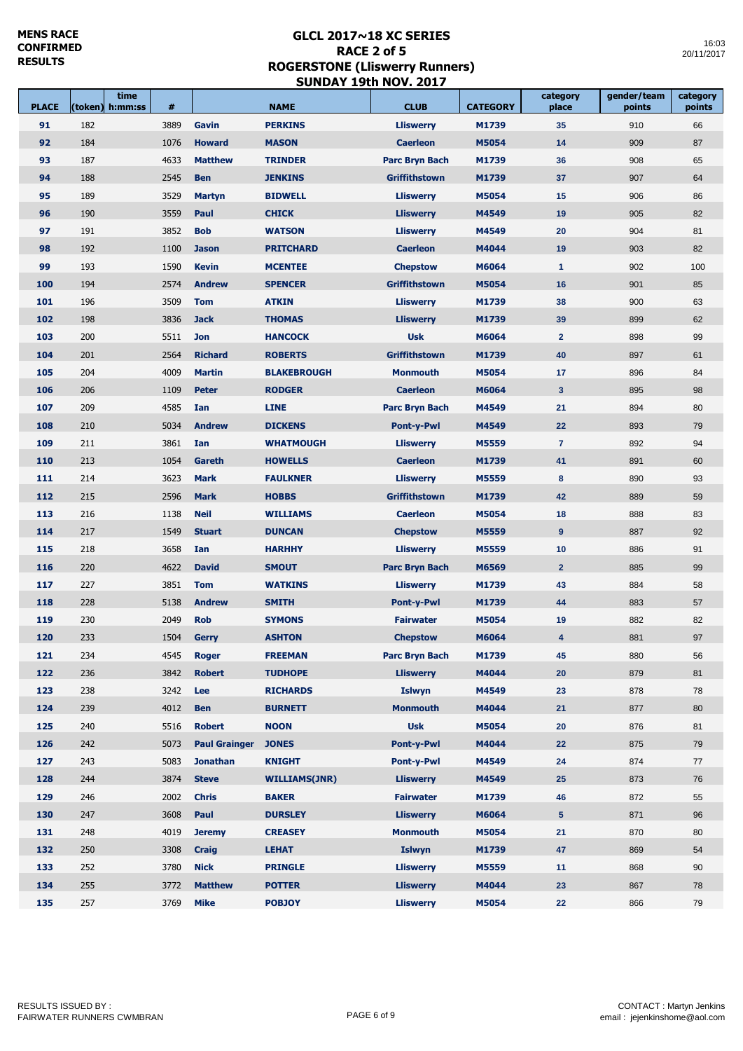MENS RACE CONFIRMED RESULTS

# GLCL 2017~18 XC SERIES
## RACE 2 of 5
## ROGERSTONE (Lliswerry Runners)
## SUNDAY 19th NOV. 2017

16:03
20/11/2017

| PLACE | (token) | time h:mm:ss | # | | NAME | CLUB | CATEGORY | category place | gender/team points | category points |
|---|---|---|---|---|---|---|---|---|---|---|
| 91 | 182 | | 3889 | Gavin | PERKINS | Lliswerry | M1739 | 35 | 910 | 66 |
| 92 | 184 | | 1076 | Howard | MASON | Caerleon | M5054 | 14 | 909 | 87 |
| 93 | 187 | | 4633 | Matthew | TRINDER | Parc Bryn Bach | M1739 | 36 | 908 | 65 |
| 94 | 188 | | 2545 | Ben | JENKINS | Griffithstown | M1739 | 37 | 907 | 64 |
| 95 | 189 | | 3529 | Martyn | BIDWELL | Lliswerry | M5054 | 15 | 906 | 86 |
| 96 | 190 | | 3559 | Paul | CHICK | Lliswerry | M4549 | 19 | 905 | 82 |
| 97 | 191 | | 3852 | Bob | WATSON | Lliswerry | M4549 | 20 | 904 | 81 |
| 98 | 192 | | 1100 | Jason | PRITCHARD | Caerleon | M4044 | 19 | 903 | 82 |
| 99 | 193 | | 1590 | Kevin | MCENTEE | Chepstow | M6064 | 1 | 902 | 100 |
| 100 | 194 | | 2574 | Andrew | SPENCER | Griffithstown | M5054 | 16 | 901 | 85 |
| 101 | 196 | | 3509 | Tom | ATKIN | Lliswerry | M1739 | 38 | 900 | 63 |
| 102 | 198 | | 3836 | Jack | THOMAS | Lliswerry | M1739 | 39 | 899 | 62 |
| 103 | 200 | | 5511 | Jon | HANCOCK | Usk | M6064 | 2 | 898 | 99 |
| 104 | 201 | | 2564 | Richard | ROBERTS | Griffithstown | M1739 | 40 | 897 | 61 |
| 105 | 204 | | 4009 | Martin | BLAKEBROUGH | Monmouth | M5054 | 17 | 896 | 84 |
| 106 | 206 | | 1109 | Peter | RODGER | Caerleon | M6064 | 3 | 895 | 98 |
| 107 | 209 | | 4585 | Ian | LINE | Parc Bryn Bach | M4549 | 21 | 894 | 80 |
| 108 | 210 | | 5034 | Andrew | DICKENS | Pont-y-Pwl | M4549 | 22 | 893 | 79 |
| 109 | 211 | | 3861 | Ian | WHATMOUGH | Lliswerry | M5559 | 7 | 892 | 94 |
| 110 | 213 | | 1054 | Gareth | HOWELLS | Caerleon | M1739 | 41 | 891 | 60 |
| 111 | 214 | | 3623 | Mark | FAULKNER | Lliswerry | M5559 | 8 | 890 | 93 |
| 112 | 215 | | 2596 | Mark | HOBBS | Griffithstown | M1739 | 42 | 889 | 59 |
| 113 | 216 | | 1138 | Neil | WILLIAMS | Caerleon | M5054 | 18 | 888 | 83 |
| 114 | 217 | | 1549 | Stuart | DUNCAN | Chepstow | M5559 | 9 | 887 | 92 |
| 115 | 218 | | 3658 | Ian | HARHHY | Lliswerry | M5559 | 10 | 886 | 91 |
| 116 | 220 | | 4622 | David | SMOUT | Parc Bryn Bach | M6569 | 2 | 885 | 99 |
| 117 | 227 | | 3851 | Tom | WATKINS | Lliswerry | M1739 | 43 | 884 | 58 |
| 118 | 228 | | 5138 | Andrew | SMITH | Pont-y-Pwl | M1739 | 44 | 883 | 57 |
| 119 | 230 | | 2049 | Rob | SYMONS | Fairwater | M5054 | 19 | 882 | 82 |
| 120 | 233 | | 1504 | Gerry | ASHTON | Chepstow | M6064 | 4 | 881 | 97 |
| 121 | 234 | | 4545 | Roger | FREEMAN | Parc Bryn Bach | M1739 | 45 | 880 | 56 |
| 122 | 236 | | 3842 | Robert | TUDHOPE | Lliswerry | M4044 | 20 | 879 | 81 |
| 123 | 238 | | 3242 | Lee | RICHARDS | Islwyn | M4549 | 23 | 878 | 78 |
| 124 | 239 | | 4012 | Ben | BURNETT | Monmouth | M4044 | 21 | 877 | 80 |
| 125 | 240 | | 5516 | Robert | NOON | Usk | M5054 | 20 | 876 | 81 |
| 126 | 242 | | 5073 | Paul Grainger | JONES | Pont-y-Pwl | M4044 | 22 | 875 | 79 |
| 127 | 243 | | 5083 | Jonathan | KNIGHT | Pont-y-Pwl | M4549 | 24 | 874 | 77 |
| 128 | 244 | | 3874 | Steve | WILLIAMS(JNR) | Lliswerry | M4549 | 25 | 873 | 76 |
| 129 | 246 | | 2002 | Chris | BAKER | Fairwater | M1739 | 46 | 872 | 55 |
| 130 | 247 | | 3608 | Paul | DURSLEY | Lliswerry | M6064 | 5 | 871 | 96 |
| 131 | 248 | | 4019 | Jeremy | CREASEY | Monmouth | M5054 | 21 | 870 | 80 |
| 132 | 250 | | 3308 | Craig | LEHAT | Islwyn | M1739 | 47 | 869 | 54 |
| 133 | 252 | | 3780 | Nick | PRINGLE | Lliswerry | M5559 | 11 | 868 | 90 |
| 134 | 255 | | 3772 | Matthew | POTTER | Lliswerry | M4044 | 23 | 867 | 78 |
| 135 | 257 | | 3769 | Mike | POBJOY | Lliswerry | M5054 | 22 | 866 | 79 |

RESULTS ISSUED BY :
FAIRWATER RUNNERS CWMBRAN

CONTACT : Martyn Jenkins
email : jejenkinshome@aol.com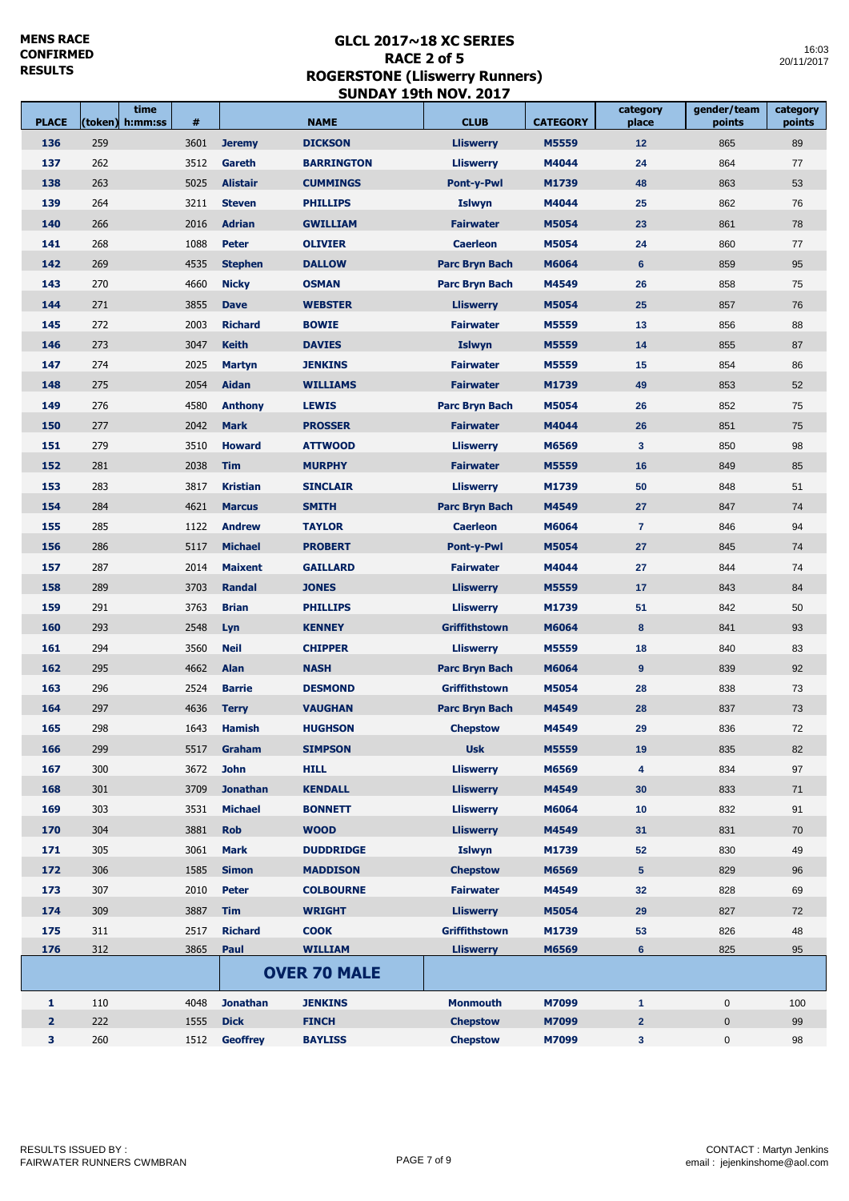MENS RACE
CONFIRMED
RESULTS

# GLCL 2017~18 XC SERIES
## RACE 2 of 5
## ROGERSTONE (Lliswerry Runners)
## SUNDAY 19th NOV. 2017

16:03
20/11/2017

| PLACE | (token) | time h:mm:ss | # | | NAME | CLUB | CATEGORY | category place | gender/team points | category points |
|---|---|---|---|---|---|---|---|---|---|---|
| 136 | 259 | | 3601 | Jeremy | DICKSON | Lliswerry | M5559 | 12 | 865 | 89 |
| 137 | 262 | | 3512 | Gareth | BARRINGTON | Lliswerry | M4044 | 24 | 864 | 77 |
| 138 | 263 | | 5025 | Alistair | CUMMINGS | Pont-y-Pwl | M1739 | 48 | 863 | 53 |
| 139 | 264 | | 3211 | Steven | PHILLIPS | Islwyn | M4044 | 25 | 862 | 76 |
| 140 | 266 | | 2016 | Adrian | GWILLIAM | Fairwater | M5054 | 23 | 861 | 78 |
| 141 | 268 | | 1088 | Peter | OLIVIER | Caerleon | M5054 | 24 | 860 | 77 |
| 142 | 269 | | 4535 | Stephen | DALLOW | Parc Bryn Bach | M6064 | 6 | 859 | 95 |
| 143 | 270 | | 4660 | Nicky | OSMAN | Parc Bryn Bach | M4549 | 26 | 858 | 75 |
| 144 | 271 | | 3855 | Dave | WEBSTER | Lliswerry | M5054 | 25 | 857 | 76 |
| 145 | 272 | | 2003 | Richard | BOWIE | Fairwater | M5559 | 13 | 856 | 88 |
| 146 | 273 | | 3047 | Keith | DAVIES | Islwyn | M5559 | 14 | 855 | 87 |
| 147 | 274 | | 2025 | Martyn | JENKINS | Fairwater | M5559 | 15 | 854 | 86 |
| 148 | 275 | | 2054 | Aidan | WILLIAMS | Fairwater | M1739 | 49 | 853 | 52 |
| 149 | 276 | | 4580 | Anthony | LEWIS | Parc Bryn Bach | M5054 | 26 | 852 | 75 |
| 150 | 277 | | 2042 | Mark | PROSSER | Fairwater | M4044 | 26 | 851 | 75 |
| 151 | 279 | | 3510 | Howard | ATTWOOD | Lliswerry | M6569 | 3 | 850 | 98 |
| 152 | 281 | | 2038 | Tim | MURPHY | Fairwater | M5559 | 16 | 849 | 85 |
| 153 | 283 | | 3817 | Kristian | SINCLAIR | Lliswerry | M1739 | 50 | 848 | 51 |
| 154 | 284 | | 4621 | Marcus | SMITH | Parc Bryn Bach | M4549 | 27 | 847 | 74 |
| 155 | 285 | | 1122 | Andrew | TAYLOR | Caerleon | M6064 | 7 | 846 | 94 |
| 156 | 286 | | 5117 | Michael | PROBERT | Pont-y-Pwl | M5054 | 27 | 845 | 74 |
| 157 | 287 | | 2014 | Maixent | GAILLARD | Fairwater | M4044 | 27 | 844 | 74 |
| 158 | 289 | | 3703 | Randal | JONES | Lliswerry | M5559 | 17 | 843 | 84 |
| 159 | 291 | | 3763 | Brian | PHILLIPS | Lliswerry | M1739 | 51 | 842 | 50 |
| 160 | 293 | | 2548 | Lyn | KENNEY | Griffithstown | M6064 | 8 | 841 | 93 |
| 161 | 294 | | 3560 | Neil | CHIPPER | Lliswerry | M5559 | 18 | 840 | 83 |
| 162 | 295 | | 4662 | Alan | NASH | Parc Bryn Bach | M6064 | 9 | 839 | 92 |
| 163 | 296 | | 2524 | Barrie | DESMOND | Griffithstown | M5054 | 28 | 838 | 73 |
| 164 | 297 | | 4636 | Terry | VAUGHAN | Parc Bryn Bach | M4549 | 28 | 837 | 73 |
| 165 | 298 | | 1643 | Hamish | HUGHSON | Chepstow | M4549 | 29 | 836 | 72 |
| 166 | 299 | | 5517 | Graham | SIMPSON | Usk | M5559 | 19 | 835 | 82 |
| 167 | 300 | | 3672 | John | HILL | Lliswerry | M6569 | 4 | 834 | 97 |
| 168 | 301 | | 3709 | Jonathan | KENDALL | Lliswerry | M4549 | 30 | 833 | 71 |
| 169 | 303 | | 3531 | Michael | BONNETT | Lliswerry | M6064 | 10 | 832 | 91 |
| 170 | 304 | | 3881 | Rob | WOOD | Lliswerry | M4549 | 31 | 831 | 70 |
| 171 | 305 | | 3061 | Mark | DUDDRIDGE | Islwyn | M1739 | 52 | 830 | 49 |
| 172 | 306 | | 1585 | Simon | MADDISON | Chepstow | M6569 | 5 | 829 | 96 |
| 173 | 307 | | 2010 | Peter | COLBOURNE | Fairwater | M4549 | 32 | 828 | 69 |
| 174 | 309 | | 3887 | Tim | WRIGHT | Lliswerry | M5054 | 29 | 827 | 72 |
| 175 | 311 | | 2517 | Richard | COOK | Griffithstown | M1739 | 53 | 826 | 48 |
| 176 | 312 | | 3865 | Paul | WILLIAM | Lliswerry | M6569 | 6 | 825 | 95 |
| | | | | | **OVER 70 MALE** | | | | | |
| 1 | 110 | | 4048 | Jonathan | JENKINS | Monmouth | M7099 | 1 | 0 | 100 |
| 2 | 222 | | 1555 | Dick | FINCH | Chepstow | M7099 | 2 | 0 | 99 |
| 3 | 260 | | 1512 | Geoffrey | BAYLISS | Chepstow | M7099 | 3 | 0 | 98 |

RESULTS ISSUED BY :
FAIRWATER RUNNERS CWMBRAN

CONTACT : Martyn Jenkins
email : jejenkinshome@aol.com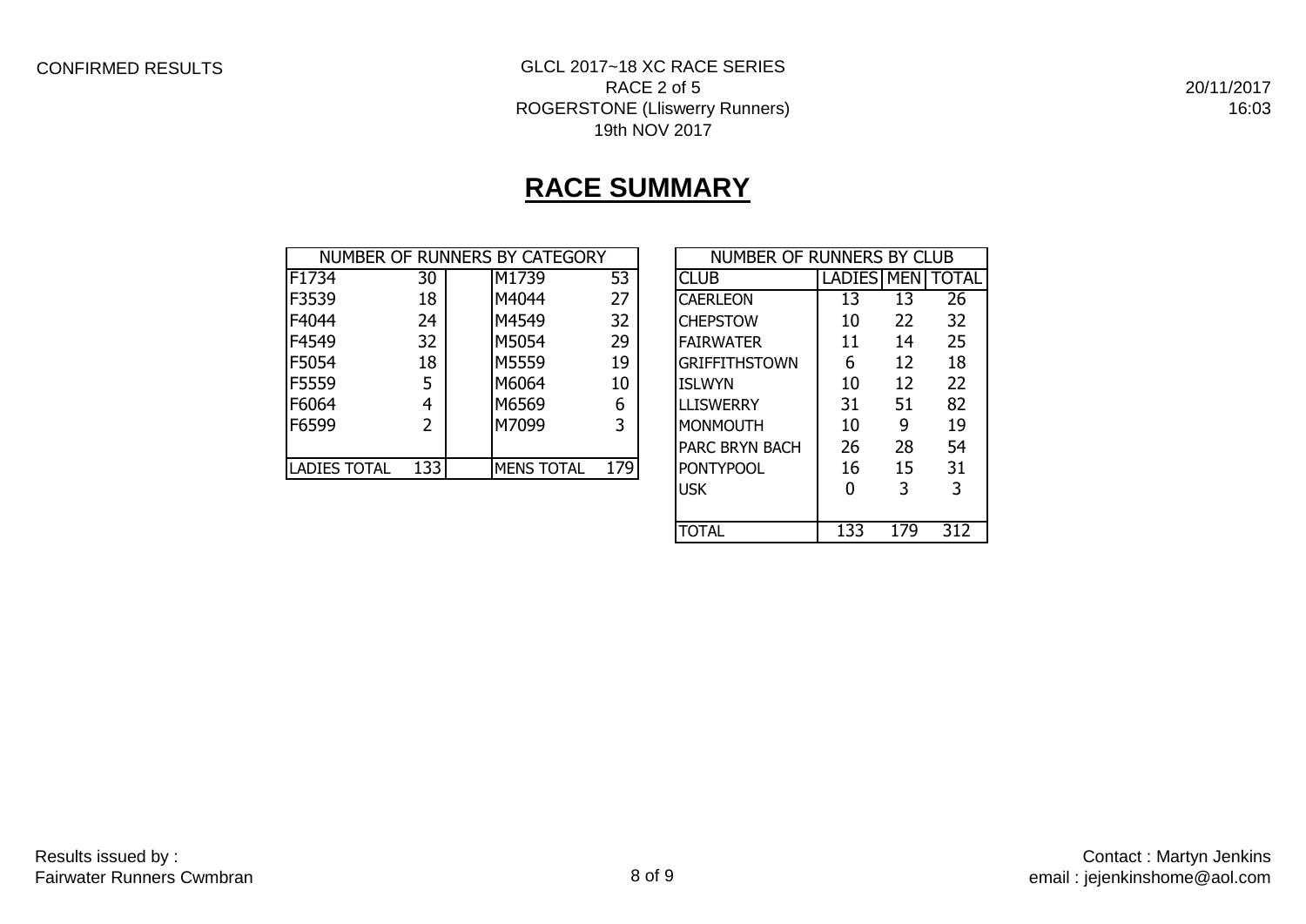CONFIRMED RESULTS

GLCL 2017~18 XC RACE SERIES
RACE 2 of 5
ROGERSTONE (Lliswerry Runners)
19th NOV 2017

20/11/2017
16:03

# RACE SUMMARY

| NUMBER OF RUNNERS BY CATEGORY | | | | |
|---|---|---|---|---|
| F1734 | 30 | | M1739 | 53 |
| F3539 | 18 | | M4044 | 27 |
| F4044 | 24 | | M4549 | 32 |
| F4549 | 32 | | M5054 | 29 |
| F5054 | 18 | | M5559 | 19 |
| F5559 | 5 | | M6064 | 10 |
| F6064 | 4 | | M6569 | 6 |
| F6599 | 2 | | M7099 | 3 |
| | | | | |
| LADIES TOTAL | 133 | | MENS TOTAL | 179 |

| NUMBER OF RUNNERS BY CLUB | | | |
|---|---|---|---|
| CLUB | LADIES | MEN | TOTAL |
| CAERLEON | 13 | 13 | 26 |
| CHEPSTOW | 10 | 22 | 32 |
| FAIRWATER | 11 | 14 | 25 |
| GRIFFITHSTOWN | 6 | 12 | 18 |
| ISLWYN | 10 | 12 | 22 |
| LLISWERRY | 31 | 51 | 82 |
| MONMOUTH | 10 | 9 | 19 |
| PARC BRYN BACH | 26 | 28 | 54 |
| PONTYPOOL | 16 | 15 | 31 |
| USK | 0 | 3 | 3 |
| | | | |
| TOTAL | 133 | 179 | 312 |

Results issued by :
Fairwater Runners Cwmbran

Contact : Martyn Jenkins
email : jejenkinshome@aol.com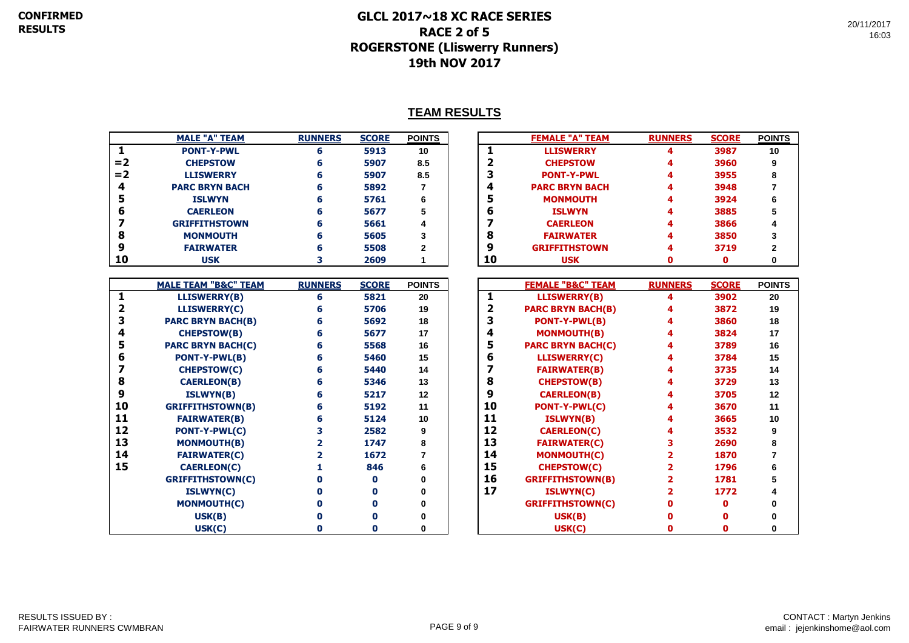**CONFIRMED RESULTS**

# GLCL 2017~18 XC RACE SERIES
## RACE 2 of 5
## ROGERSTONE (Lliswerry Runners)
## 19th NOV 2017

20/11/2017 16:03

## TEAM RESULTS

| | MALE "A" TEAM | RUNNERS | SCORE | POINTS |
|---|---|---|---|---|
| 1 | PONT-Y-PWL | 6 | 5913 | 10 |
| =2 | CHEPSTOW | 6 | 5907 | 8.5 |
| =2 | LLISWERRY | 6 | 5907 | 8.5 |
| 4 | PARC BRYN BACH | 6 | 5892 | 7 |
| 5 | ISLWYN | 6 | 5761 | 6 |
| 6 | CAERLEON | 6 | 5677 | 5 |
| 7 | GRIFFITHSTOWN | 6 | 5661 | 4 |
| 8 | MONMOUTH | 6 | 5605 | 3 |
| 9 | FAIRWATER | 6 | 5508 | 2 |
| 10 | USK | 3 | 2609 | 1 |

| | FEMALE "A" TEAM | RUNNERS | SCORE | POINTS |
|---|---|---|---|---|
| 1 | LLISWERRY | 4 | 3987 | 10 |
| 2 | CHEPSTOW | 4 | 3960 | 9 |
| 3 | PONT-Y-PWL | 4 | 3955 | 8 |
| 4 | PARC BRYN BACH | 4 | 3948 | 7 |
| 5 | MONMOUTH | 4 | 3924 | 6 |
| 6 | ISLWYN | 4 | 3885 | 5 |
| 7 | CAERLEON | 4 | 3866 | 4 |
| 8 | FAIRWATER | 4 | 3850 | 3 |
| 9 | GRIFFITHSTOWN | 4 | 3719 | 2 |
| 10 | USK | 0 | 0 | 0 |

| | MALE TEAM "B&C" TEAM | RUNNERS | SCORE | POINTS |
|---|---|---|---|---|
| 1 | LLISWERRY(B) | 6 | 5821 | 20 |
| 2 | LLISWERRY(C) | 6 | 5706 | 19 |
| 3 | PARC BRYN BACH(B) | 6 | 5692 | 18 |
| 4 | CHEPSTOW(B) | 6 | 5677 | 17 |
| 5 | PARC BRYN BACH(C) | 6 | 5568 | 16 |
| 6 | PONT-Y-PWL(B) | 6 | 5460 | 15 |
| 7 | CHEPSTOW(C) | 6 | 5440 | 14 |
| 8 | CAERLEON(B) | 6 | 5346 | 13 |
| 9 | ISLWYN(B) | 6 | 5217 | 12 |
| 10 | GRIFFITHSTOWN(B) | 6 | 5192 | 11 |
| 11 | FAIRWATER(B) | 6 | 5124 | 10 |
| 12 | PONT-Y-PWL(C) | 3 | 2582 | 9 |
| 13 | MONMOUTH(B) | 2 | 1747 | 8 |
| 14 | FAIRWATER(C) | 2 | 1672 | 7 |
| 15 | CAERLEON(C) | 1 | 846 | 6 |
| | GRIFFITHSTOWN(C) | 0 | 0 | 0 |
| | ISLWYN(C) | 0 | 0 | 0 |
| | MONMOUTH(C) | 0 | 0 | 0 |
| | USK(B) | 0 | 0 | 0 |
| | USK(C) | 0 | 0 | 0 |

| | FEMALE "B&C" TEAM | RUNNERS | SCORE | POINTS |
|---|---|---|---|---|
| 1 | LLISWERRY(B) | 4 | 3902 | 20 |
| 2 | PARC BRYN BACH(B) | 4 | 3872 | 19 |
| 3 | PONT-Y-PWL(B) | 4 | 3860 | 18 |
| 4 | MONMOUTH(B) | 4 | 3824 | 17 |
| 5 | PARC BRYN BACH(C) | 4 | 3789 | 16 |
| 6 | LLISWERRY(C) | 4 | 3784 | 15 |
| 7 | FAIRWATER(B) | 4 | 3735 | 14 |
| 8 | CHEPSTOW(B) | 4 | 3729 | 13 |
| 9 | CAERLEON(B) | 4 | 3705 | 12 |
| 10 | PONT-Y-PWL(C) | 4 | 3670 | 11 |
| 11 | ISLWYN(B) | 4 | 3665 | 10 |
| 12 | CAERLEON(C) | 4 | 3532 | 9 |
| 13 | FAIRWATER(C) | 3 | 2690 | 8 |
| 14 | MONMOUTH(C) | 2 | 1870 | 7 |
| 15 | CHEPSTOW(C) | 2 | 1796 | 6 |
| 16 | GRIFFITHSTOWN(B) | 2 | 1781 | 5 |
| 17 | ISLWYN(C) | 2 | 1772 | 4 |
| | GRIFFITHSTOWN(C) | 0 | 0 | 0 |
| | USK(B) | 0 | 0 | 0 |
| | USK(C) | 0 | 0 | 0 |

RESULTS ISSUED BY :
FAIRWATER RUNNERS CWMBRAN

CONTACT : Martyn Jenkins
email : jejenkinshome@aol.com